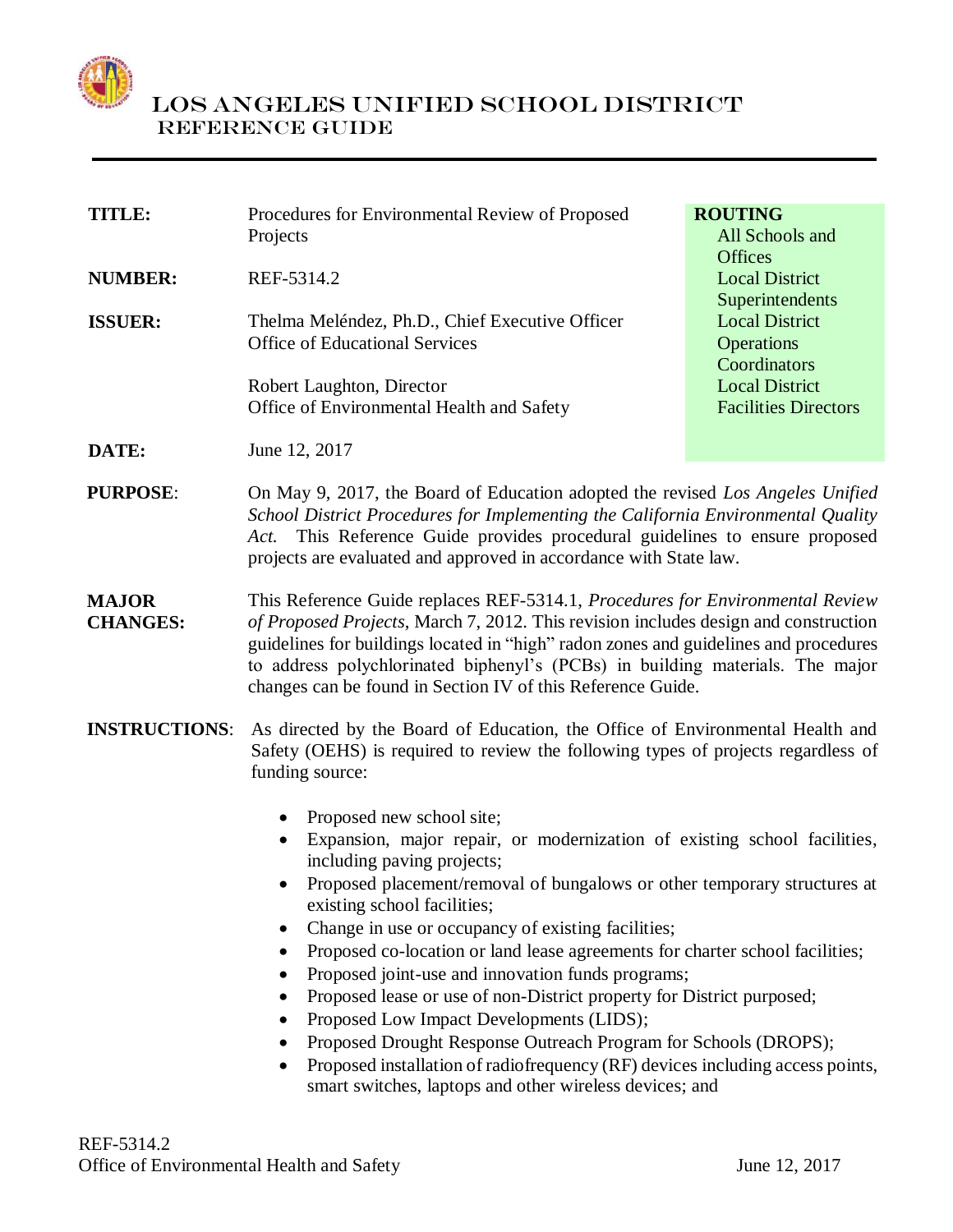# LOS ANGELES UNIFIED SCHOOL DISTRICT
## REFERENCE GUIDE

**TITLE:** Procedures for Environmental Review of Proposed Projects

**NUMBER:** REF-5314.2

**ISSUER:** Thelma Meléndez, Ph.D., Chief Executive Officer
Office of Educational Services

Robert Laughton, Director
Office of Environmental Health and Safety

**DATE:** June 12, 2017

**ROUTING**
All Schools and Offices
Local District Superintendents
Local District Operations Coordinators
Local District Facilities Directors

**PURPOSE**: On May 9, 2017, the Board of Education adopted the revised *Los Angeles Unified School District Procedures for Implementing the California Environmental Quality Act.* This Reference Guide provides procedural guidelines to ensure proposed projects are evaluated and approved in accordance with State law.

**MAJOR CHANGES:** This Reference Guide replaces REF-5314.1, *Procedures for Environmental Review of Proposed Projects*, March 7, 2012. This revision includes design and construction guidelines for buildings located in "high" radon zones and guidelines and procedures to address polychlorinated biphenyl's (PCBs) in building materials. The major changes can be found in Section IV of this Reference Guide.

**INSTRUCTIONS**: As directed by the Board of Education, the Office of Environmental Health and Safety (OEHS) is required to review the following types of projects regardless of funding source:

- Proposed new school site;
- Expansion, major repair, or modernization of existing school facilities, including paving projects;
- Proposed placement/removal of bungalows or other temporary structures at existing school facilities;
- Change in use or occupancy of existing facilities;
- Proposed co-location or land lease agreements for charter school facilities;
- Proposed joint-use and innovation funds programs;
- Proposed lease or use of non-District property for District purposed;
- Proposed Low Impact Developments (LIDS);
- Proposed Drought Response Outreach Program for Schools (DROPS);
- Proposed installation of radiofrequency (RF) devices including access points, smart switches, laptops and other wireless devices; and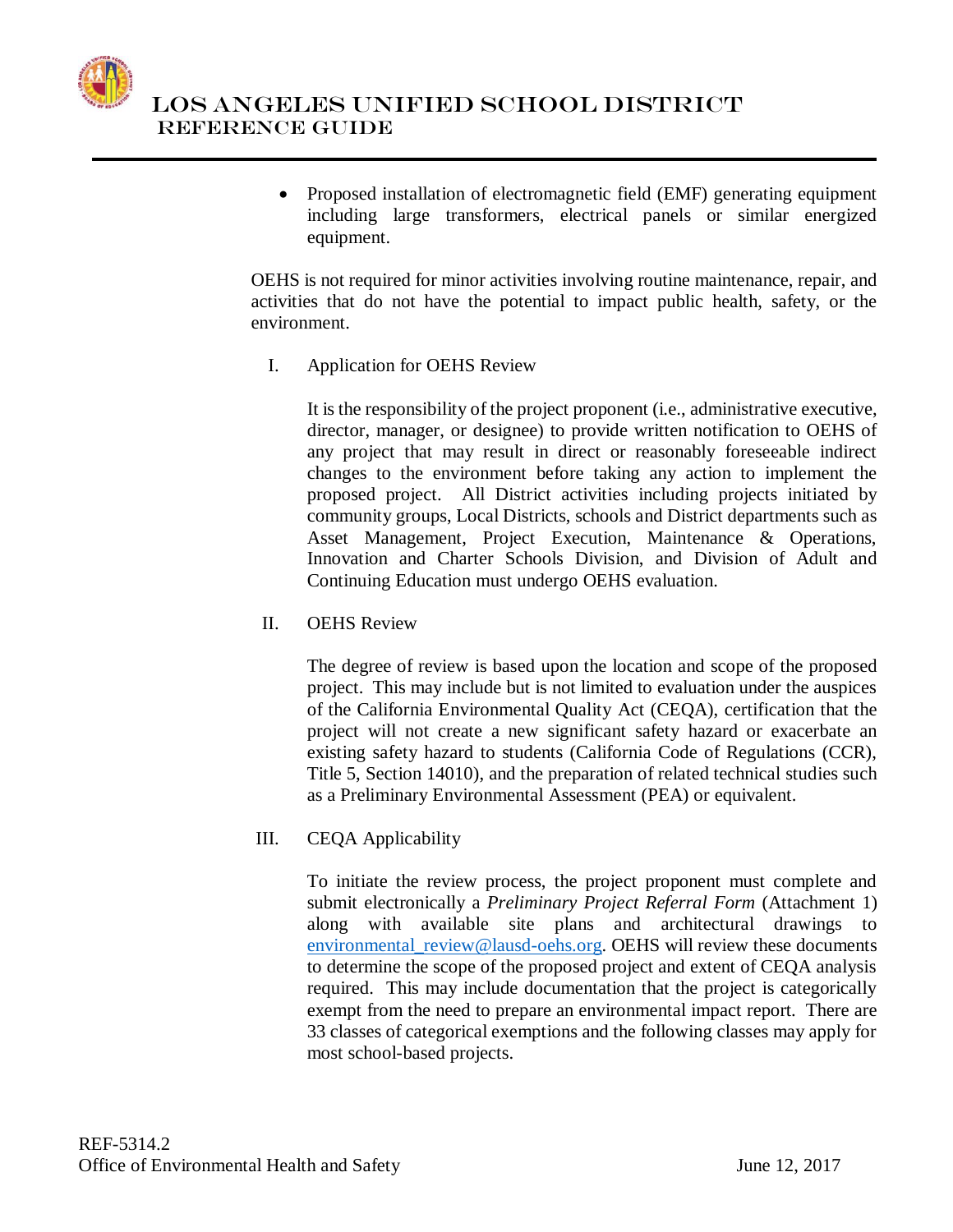- Proposed installation of electromagnetic field (EMF) generating equipment including large transformers, electrical panels or similar energized equipment.

OEHS is not required for minor activities involving routine maintenance, repair, and activities that do not have the potential to impact public health, safety, or the environment.

I. Application for OEHS Review

It is the responsibility of the project proponent (i.e., administrative executive, director, manager, or designee) to provide written notification to OEHS of any project that may result in direct or reasonably foreseeable indirect changes to the environment before taking any action to implement the proposed project. All District activities including projects initiated by community groups, Local Districts, schools and District departments such as Asset Management, Project Execution, Maintenance & Operations, Innovation and Charter Schools Division, and Division of Adult and Continuing Education must undergo OEHS evaluation.

II. OEHS Review

The degree of review is based upon the location and scope of the proposed project. This may include but is not limited to evaluation under the auspices of the California Environmental Quality Act (CEQA), certification that the project will not create a new significant safety hazard or exacerbate an existing safety hazard to students (California Code of Regulations (CCR), Title 5, Section 14010), and the preparation of related technical studies such as a Preliminary Environmental Assessment (PEA) or equivalent.

III. CEQA Applicability

To initiate the review process, the project proponent must complete and submit electronically a *Preliminary Project Referral Form* (Attachment 1) along with available site plans and architectural drawings to environmental_review@lausd-oehs.org. OEHS will review these documents to determine the scope of the proposed project and extent of CEQA analysis required. This may include documentation that the project is categorically exempt from the need to prepare an environmental impact report. There are 33 classes of categorical exemptions and the following classes may apply for most school-based projects.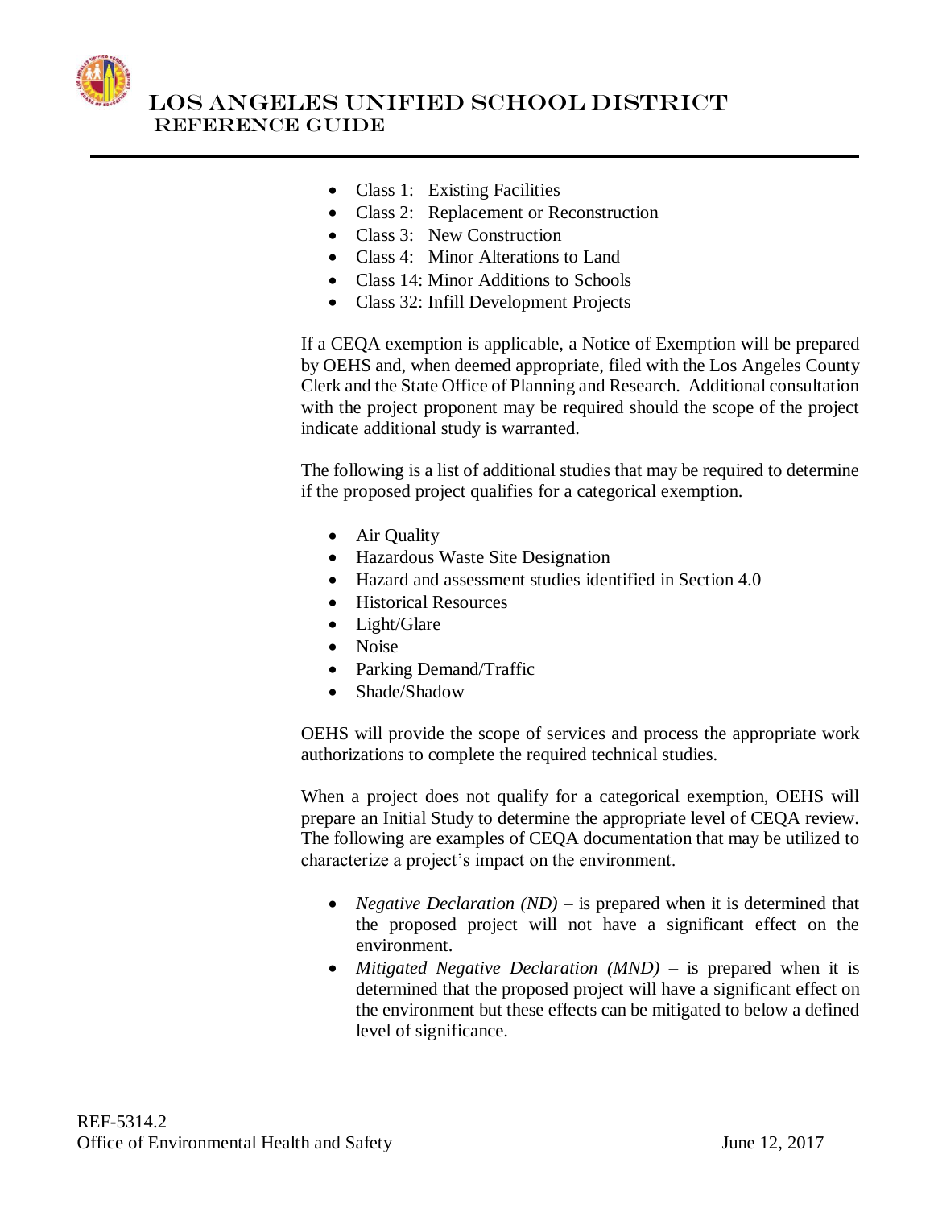- Class 1: Existing Facilities
- Class 2: Replacement or Reconstruction
- Class 3: New Construction
- Class 4: Minor Alterations to Land
- Class 14: Minor Additions to Schools
- Class 32: Infill Development Projects

If a CEQA exemption is applicable, a Notice of Exemption will be prepared by OEHS and, when deemed appropriate, filed with the Los Angeles County Clerk and the State Office of Planning and Research. Additional consultation with the project proponent may be required should the scope of the project indicate additional study is warranted.

The following is a list of additional studies that may be required to determine if the proposed project qualifies for a categorical exemption.

- Air Quality
- Hazardous Waste Site Designation
- Hazard and assessment studies identified in Section 4.0
- Historical Resources
- Light/Glare
- Noise
- Parking Demand/Traffic
- Shade/Shadow

OEHS will provide the scope of services and process the appropriate work authorizations to complete the required technical studies.

When a project does not qualify for a categorical exemption, OEHS will prepare an Initial Study to determine the appropriate level of CEQA review. The following are examples of CEQA documentation that may be utilized to characterize a project's impact on the environment.

- *Negative Declaration (ND)* – is prepared when it is determined that the proposed project will not have a significant effect on the environment.
- *Mitigated Negative Declaration (MND)* – is prepared when it is determined that the proposed project will have a significant effect on the environment but these effects can be mitigated to below a defined level of significance.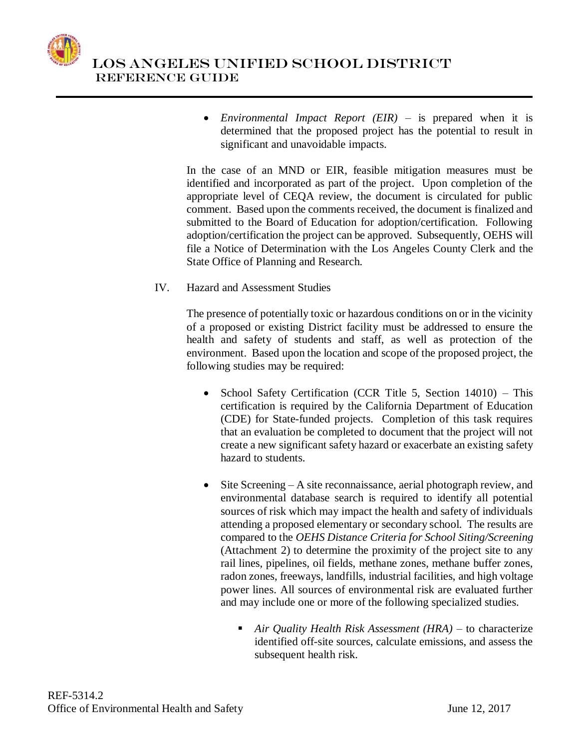- *Environmental Impact Report (EIR)* – is prepared when it is determined that the proposed project has the potential to result in significant and unavoidable impacts.

In the case of an MND or EIR, feasible mitigation measures must be identified and incorporated as part of the project. Upon completion of the appropriate level of CEQA review, the document is circulated for public comment. Based upon the comments received, the document is finalized and submitted to the Board of Education for adoption/certification. Following adoption/certification the project can be approved. Subsequently, OEHS will file a Notice of Determination with the Los Angeles County Clerk and the State Office of Planning and Research.

IV. Hazard and Assessment Studies

The presence of potentially toxic or hazardous conditions on or in the vicinity of a proposed or existing District facility must be addressed to ensure the health and safety of students and staff, as well as protection of the environment. Based upon the location and scope of the proposed project, the following studies may be required:

- School Safety Certification (CCR Title 5, Section 14010) – This certification is required by the California Department of Education (CDE) for State-funded projects. Completion of this task requires that an evaluation be completed to document that the project will not create a new significant safety hazard or exacerbate an existing safety hazard to students.

- Site Screening – A site reconnaissance, aerial photograph review, and environmental database search is required to identify all potential sources of risk which may impact the health and safety of individuals attending a proposed elementary or secondary school. The results are compared to the *OEHS Distance Criteria for School Siting/Screening* (Attachment 2) to determine the proximity of the project site to any rail lines, pipelines, oil fields, methane zones, methane buffer zones, radon zones, freeways, landfills, industrial facilities, and high voltage power lines. All sources of environmental risk are evaluated further and may include one or more of the following specialized studies.

  - *Air Quality Health Risk Assessment (HRA)* – to characterize identified off-site sources, calculate emissions, and assess the subsequent health risk.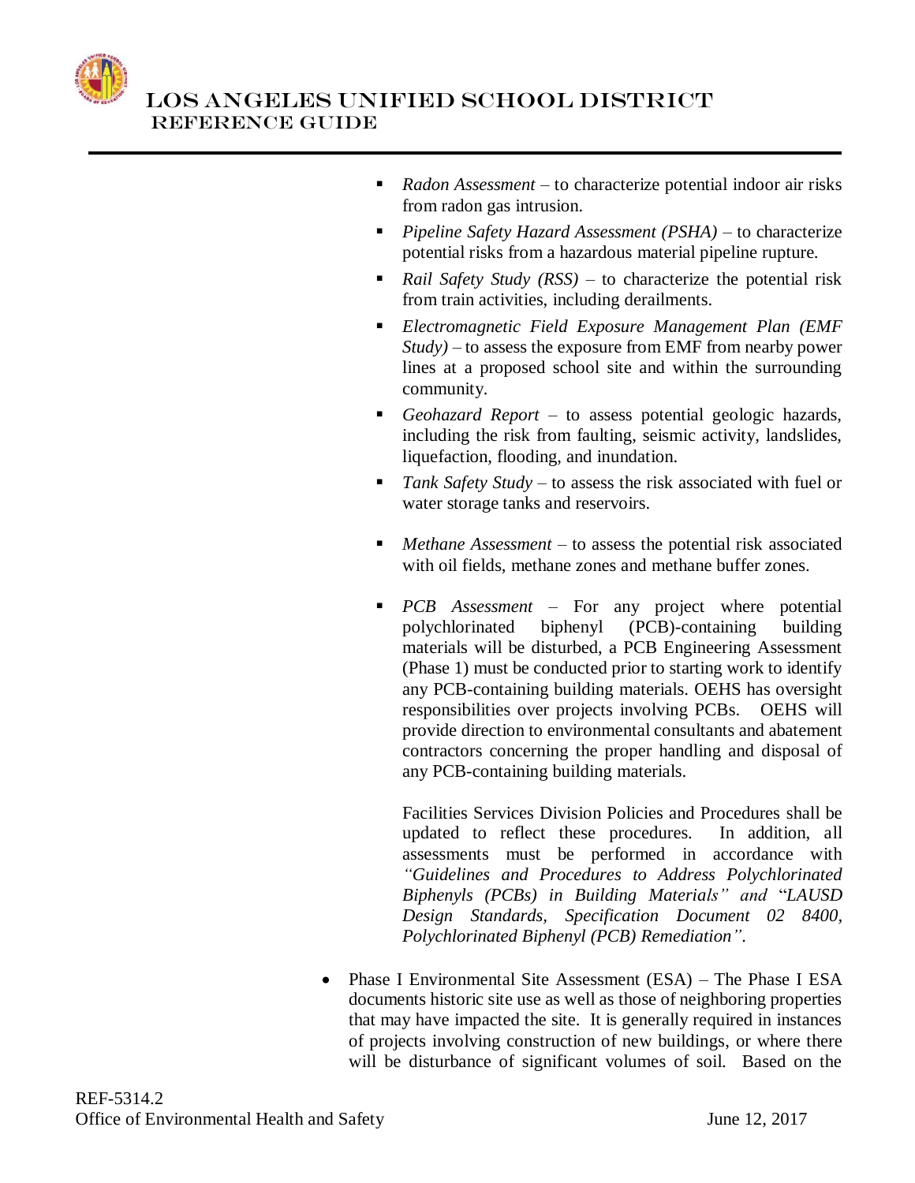- *Radon Assessment* – to characterize potential indoor air risks from radon gas intrusion.
- *Pipeline Safety Hazard Assessment (PSHA)* – to characterize potential risks from a hazardous material pipeline rupture.
- *Rail Safety Study (RSS)* – to characterize the potential risk from train activities, including derailments.
- *Electromagnetic Field Exposure Management Plan (EMF Study)* – to assess the exposure from EMF from nearby power lines at a proposed school site and within the surrounding community.
- *Geohazard Report* – to assess potential geologic hazards, including the risk from faulting, seismic activity, landslides, liquefaction, flooding, and inundation.
- *Tank Safety Study* – to assess the risk associated with fuel or water storage tanks and reservoirs.
- *Methane Assessment* – to assess the potential risk associated with oil fields, methane zones and methane buffer zones.
- *PCB Assessment* – For any project where potential polychlorinated biphenyl (PCB)-containing building materials will be disturbed, a PCB Engineering Assessment (Phase 1) must be conducted prior to starting work to identify any PCB-containing building materials. OEHS has oversight responsibilities over projects involving PCBs. OEHS will provide direction to environmental consultants and abatement contractors concerning the proper handling and disposal of any PCB-containing building materials.

  Facilities Services Division Policies and Procedures shall be updated to reflect these procedures. In addition, all assessments must be performed in accordance with *"Guidelines and Procedures to Address Polychlorinated Biphenyls (PCBs) in Building Materials" and "LAUSD Design Standards, Specification Document 02 8400, Polychlorinated Biphenyl (PCB) Remediation"*.

- Phase I Environmental Site Assessment (ESA) – The Phase I ESA documents historic site use as well as those of neighboring properties that may have impacted the site. It is generally required in instances of projects involving construction of new buildings, or where there will be disturbance of significant volumes of soil. Based on the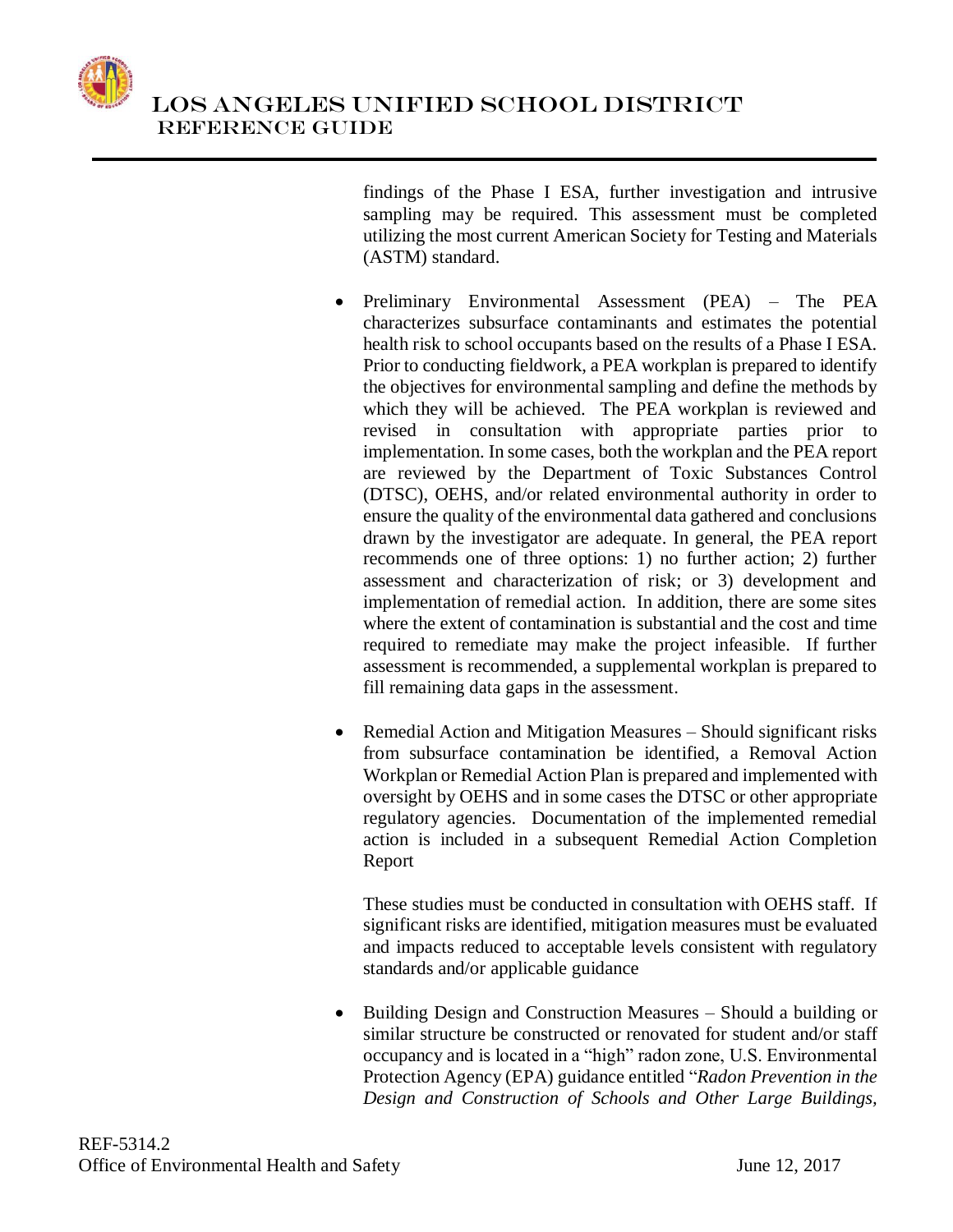findings of the Phase I ESA, further investigation and intrusive sampling may be required. This assessment must be completed utilizing the most current American Society for Testing and Materials (ASTM) standard.

- Preliminary Environmental Assessment (PEA) – The PEA characterizes subsurface contaminants and estimates the potential health risk to school occupants based on the results of a Phase I ESA. Prior to conducting fieldwork, a PEA workplan is prepared to identify the objectives for environmental sampling and define the methods by which they will be achieved. The PEA workplan is reviewed and revised in consultation with appropriate parties prior to implementation. In some cases, both the workplan and the PEA report are reviewed by the Department of Toxic Substances Control (DTSC), OEHS, and/or related environmental authority in order to ensure the quality of the environmental data gathered and conclusions drawn by the investigator are adequate. In general, the PEA report recommends one of three options: 1) no further action; 2) further assessment and characterization of risk; or 3) development and implementation of remedial action. In addition, there are some sites where the extent of contamination is substantial and the cost and time required to remediate may make the project infeasible. If further assessment is recommended, a supplemental workplan is prepared to fill remaining data gaps in the assessment.

- Remedial Action and Mitigation Measures – Should significant risks from subsurface contamination be identified, a Removal Action Workplan or Remedial Action Plan is prepared and implemented with oversight by OEHS and in some cases the DTSC or other appropriate regulatory agencies. Documentation of the implemented remedial action is included in a subsequent Remedial Action Completion Report

  These studies must be conducted in consultation with OEHS staff. If significant risks are identified, mitigation measures must be evaluated and impacts reduced to acceptable levels consistent with regulatory standards and/or applicable guidance

- Building Design and Construction Measures – Should a building or similar structure be constructed or renovated for student and/or staff occupancy and is located in a "high" radon zone, U.S. Environmental Protection Agency (EPA) guidance entitled "*Radon Prevention in the Design and Construction of Schools and Other Large Buildings,*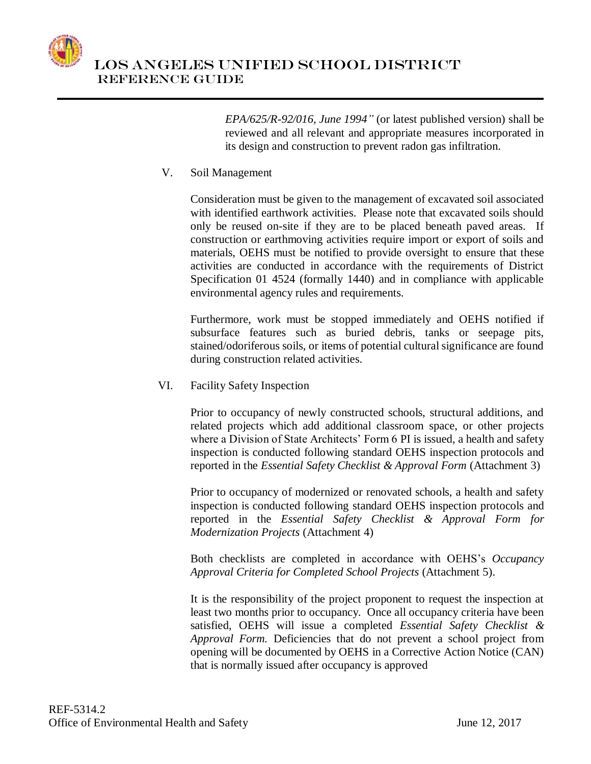*EPA/625/R-92/016, June 1994"* (or latest published version) shall be reviewed and all relevant and appropriate measures incorporated in its design and construction to prevent radon gas infiltration.

V. Soil Management

Consideration must be given to the management of excavated soil associated with identified earthwork activities. Please note that excavated soils should only be reused on-site if they are to be placed beneath paved areas. If construction or earthmoving activities require import or export of soils and materials, OEHS must be notified to provide oversight to ensure that these activities are conducted in accordance with the requirements of District Specification 01 4524 (formally 1440) and in compliance with applicable environmental agency rules and requirements.

Furthermore, work must be stopped immediately and OEHS notified if subsurface features such as buried debris, tanks or seepage pits, stained/odoriferous soils, or items of potential cultural significance are found during construction related activities.

VI. Facility Safety Inspection

Prior to occupancy of newly constructed schools, structural additions, and related projects which add additional classroom space, or other projects where a Division of State Architects' Form 6 PI is issued, a health and safety inspection is conducted following standard OEHS inspection protocols and reported in the *Essential Safety Checklist & Approval Form* (Attachment 3)

Prior to occupancy of modernized or renovated schools, a health and safety inspection is conducted following standard OEHS inspection protocols and reported in the *Essential Safety Checklist & Approval Form for Modernization Projects* (Attachment 4)

Both checklists are completed in accordance with OEHS's *Occupancy Approval Criteria for Completed School Projects* (Attachment 5).

It is the responsibility of the project proponent to request the inspection at least two months prior to occupancy. Once all occupancy criteria have been satisfied, OEHS will issue a completed *Essential Safety Checklist & Approval Form.* Deficiencies that do not prevent a school project from opening will be documented by OEHS in a Corrective Action Notice (CAN) that is normally issued after occupancy is approved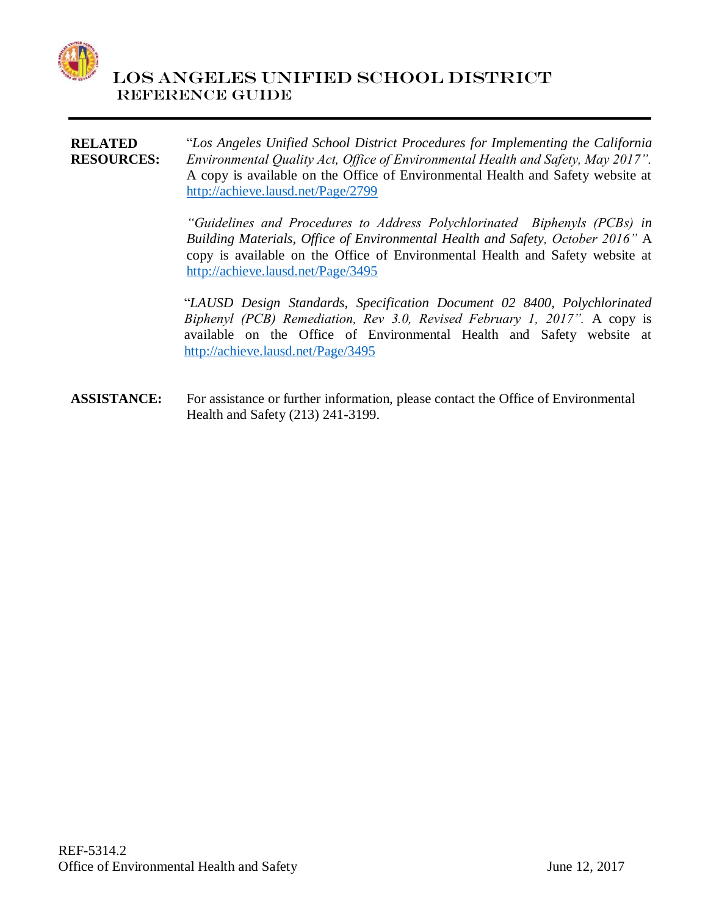**RELATED RESOURCES:**

"*Los Angeles Unified School District Procedures for Implementing the California Environmental Quality Act, Office of Environmental Health and Safety, May 2017".* A copy is available on the Office of Environmental Health and Safety website at http://achieve.lausd.net/Page/2799

*"Guidelines and Procedures to Address Polychlorinated Biphenyls (PCBs) in Building Materials, Office of Environmental Health and Safety, October 2016"* A copy is available on the Office of Environmental Health and Safety website at http://achieve.lausd.net/Page/3495

"*LAUSD Design Standards, Specification Document 02 8400, Polychlorinated Biphenyl (PCB) Remediation, Rev 3.0, Revised February 1, 2017".* A copy is available on the Office of Environmental Health and Safety website at http://achieve.lausd.net/Page/3495

**ASSISTANCE:**

For assistance or further information, please contact the Office of Environmental Health and Safety (213) 241-3199.